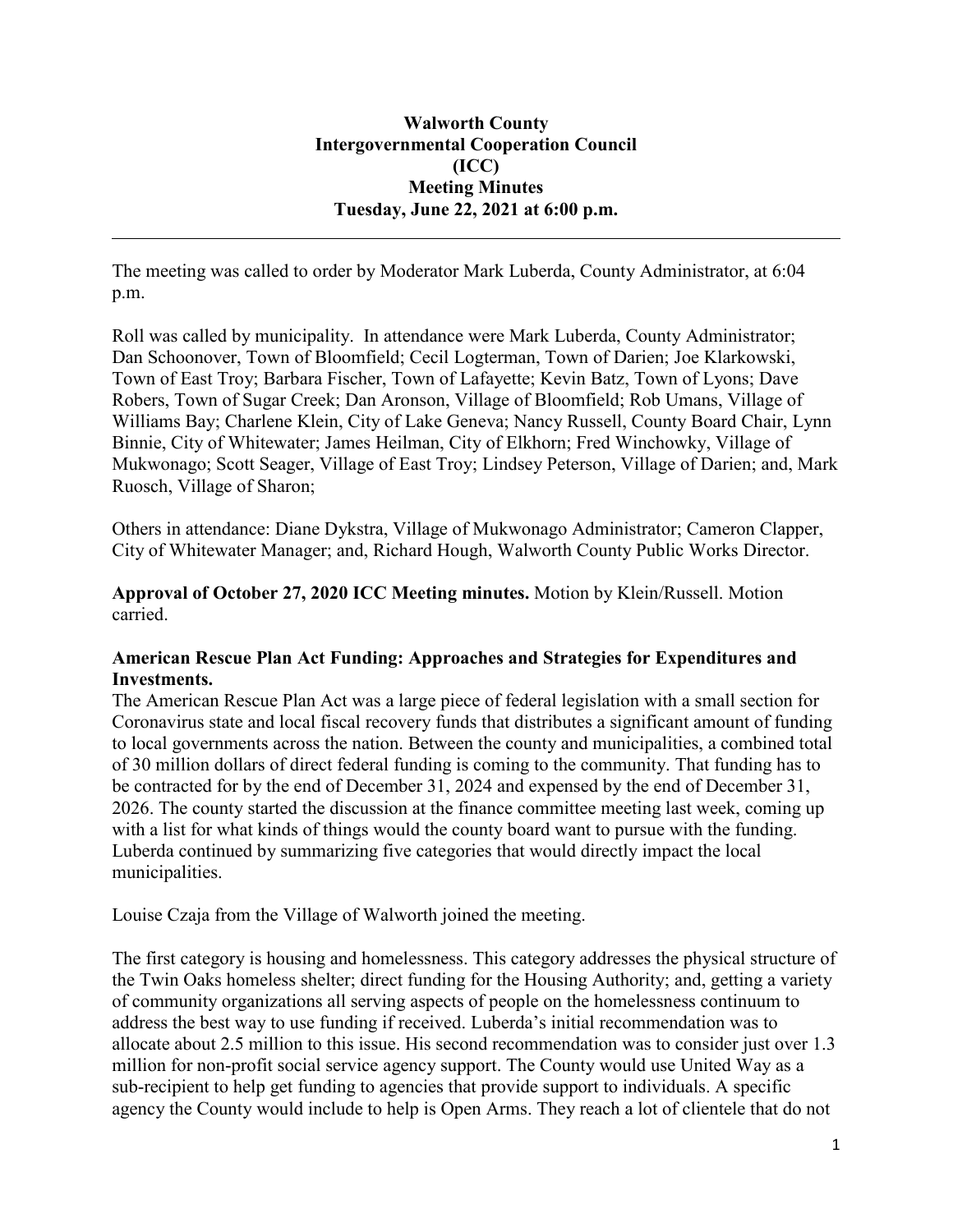**Walworth County**
**Intergovernmental Cooperation Council**
**(ICC)**
**Meeting Minutes**
**Tuesday, June 22, 2021 at 6:00 p.m.**

---

The meeting was called to order by Moderator Mark Luberda, County Administrator, at 6:04 p.m.

Roll was called by municipality. In attendance were Mark Luberda, County Administrator; Dan Schoonover, Town of Bloomfield; Cecil Logterman, Town of Darien; Joe Klarkowski, Town of East Troy; Barbara Fischer, Town of Lafayette; Kevin Batz, Town of Lyons; Dave Robers, Town of Sugar Creek; Dan Aronson, Village of Bloomfield; Rob Umans, Village of Williams Bay; Charlene Klein, City of Lake Geneva; Nancy Russell, County Board Chair, Lynn Binnie, City of Whitewater; James Heilman, City of Elkhorn; Fred Winchowky, Village of Mukwonago; Scott Seager, Village of East Troy; Lindsey Peterson, Village of Darien; and, Mark Ruosch, Village of Sharon;

Others in attendance: Diane Dykstra, Village of Mukwonago Administrator; Cameron Clapper, City of Whitewater Manager; and, Richard Hough, Walworth County Public Works Director.

**Approval of October 27, 2020 ICC Meeting minutes.** Motion by Klein/Russell. Motion carried.

**American Rescue Plan Act Funding: Approaches and Strategies for Expenditures and Investments.**
The American Rescue Plan Act was a large piece of federal legislation with a small section for Coronavirus state and local fiscal recovery funds that distributes a significant amount of funding to local governments across the nation. Between the county and municipalities, a combined total of 30 million dollars of direct federal funding is coming to the community. That funding has to be contracted for by the end of December 31, 2024 and expensed by the end of December 31, 2026. The county started the discussion at the finance committee meeting last week, coming up with a list for what kinds of things would the county board want to pursue with the funding. Luberda continued by summarizing five categories that would directly impact the local municipalities.

Louise Czaja from the Village of Walworth joined the meeting.

The first category is housing and homelessness. This category addresses the physical structure of the Twin Oaks homeless shelter; direct funding for the Housing Authority; and, getting a variety of community organizations all serving aspects of people on the homelessness continuum to address the best way to use funding if received. Luberda's initial recommendation was to allocate about 2.5 million to this issue. His second recommendation was to consider just over 1.3 million for non-profit social service agency support. The County would use United Way as a sub-recipient to help get funding to agencies that provide support to individuals. A specific agency the County would include to help is Open Arms. They reach a lot of clientele that do not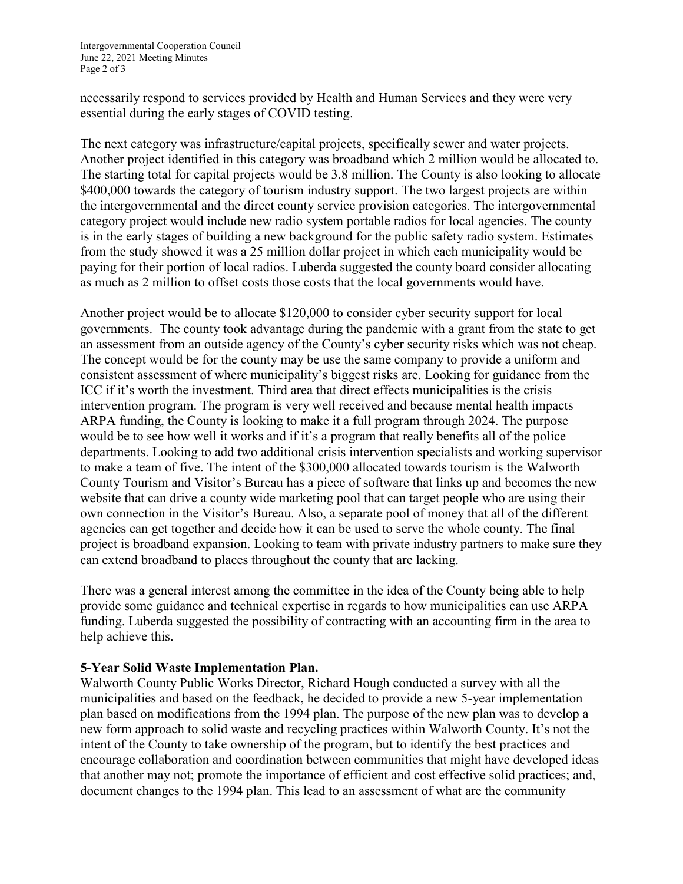necessarily respond to services provided by Health and Human Services and they were very essential during the early stages of COVID testing.

The next category was infrastructure/capital projects, specifically sewer and water projects. Another project identified in this category was broadband which 2 million would be allocated to. The starting total for capital projects would be 3.8 million. The County is also looking to allocate $400,000 towards the category of tourism industry support. The two largest projects are within the intergovernmental and the direct county service provision categories. The intergovernmental category project would include new radio system portable radios for local agencies. The county is in the early stages of building a new background for the public safety radio system. Estimates from the study showed it was a 25 million dollar project in which each municipality would be paying for their portion of local radios. Luberda suggested the county board consider allocating as much as 2 million to offset costs those costs that the local governments would have.

Another project would be to allocate $120,000 to consider cyber security support for local governments. The county took advantage during the pandemic with a grant from the state to get an assessment from an outside agency of the County's cyber security risks which was not cheap. The concept would be for the county may be use the same company to provide a uniform and consistent assessment of where municipality's biggest risks are. Looking for guidance from the ICC if it's worth the investment. Third area that direct effects municipalities is the crisis intervention program. The program is very well received and because mental health impacts ARPA funding, the County is looking to make it a full program through 2024. The purpose would be to see how well it works and if it's a program that really benefits all of the police departments. Looking to add two additional crisis intervention specialists and working supervisor to make a team of five. The intent of the $300,000 allocated towards tourism is the Walworth County Tourism and Visitor's Bureau has a piece of software that links up and becomes the new website that can drive a county wide marketing pool that can target people who are using their own connection in the Visitor's Bureau. Also, a separate pool of money that all of the different agencies can get together and decide how it can be used to serve the whole county. The final project is broadband expansion. Looking to team with private industry partners to make sure they can extend broadband to places throughout the county that are lacking.

There was a general interest among the committee in the idea of the County being able to help provide some guidance and technical expertise in regards to how municipalities can use ARPA funding. Luberda suggested the possibility of contracting with an accounting firm in the area to help achieve this.

**5-Year Solid Waste Implementation Plan.**

Walworth County Public Works Director, Richard Hough conducted a survey with all the municipalities and based on the feedback, he decided to provide a new 5-year implementation plan based on modifications from the 1994 plan. The purpose of the new plan was to develop a new form approach to solid waste and recycling practices within Walworth County. It's not the intent of the County to take ownership of the program, but to identify the best practices and encourage collaboration and coordination between communities that might have developed ideas that another may not; promote the importance of efficient and cost effective solid practices; and, document changes to the 1994 plan. This lead to an assessment of what are the community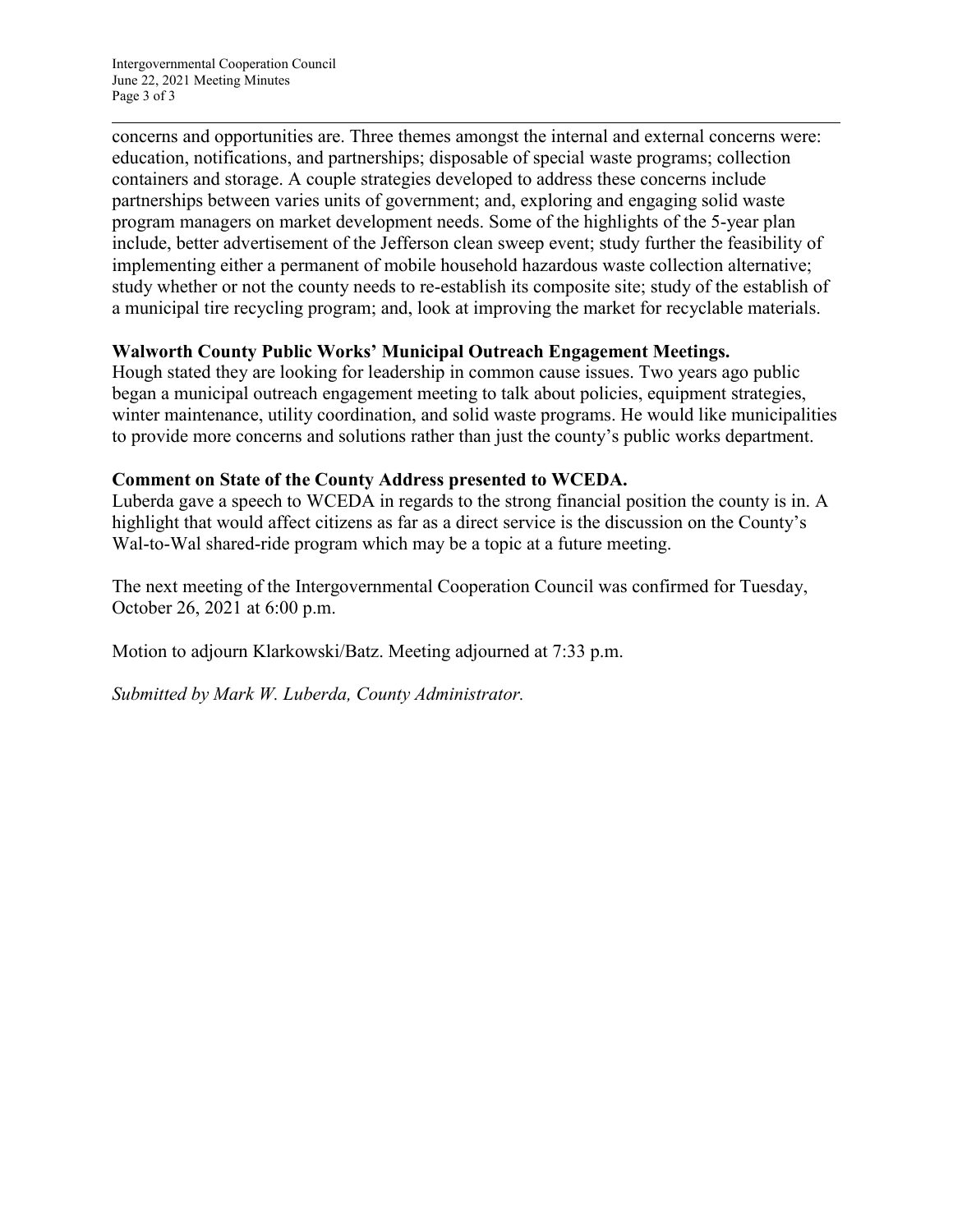concerns and opportunities are. Three themes amongst the internal and external concerns were: education, notifications, and partnerships; disposable of special waste programs; collection containers and storage. A couple strategies developed to address these concerns include partnerships between varies units of government; and, exploring and engaging solid waste program managers on market development needs. Some of the highlights of the 5-year plan include, better advertisement of the Jefferson clean sweep event; study further the feasibility of implementing either a permanent of mobile household hazardous waste collection alternative; study whether or not the county needs to re-establish its composite site; study of the establish of a municipal tire recycling program; and, look at improving the market for recyclable materials.

**Walworth County Public Works' Municipal Outreach Engagement Meetings.**
Hough stated they are looking for leadership in common cause issues. Two years ago public began a municipal outreach engagement meeting to talk about policies, equipment strategies, winter maintenance, utility coordination, and solid waste programs. He would like municipalities to provide more concerns and solutions rather than just the county's public works department.

**Comment on State of the County Address presented to WCEDA.**
Luberda gave a speech to WCEDA in regards to the strong financial position the county is in. A highlight that would affect citizens as far as a direct service is the discussion on the County's Wal-to-Wal shared-ride program which may be a topic at a future meeting.

The next meeting of the Intergovernmental Cooperation Council was confirmed for Tuesday, October 26, 2021 at 6:00 p.m.

Motion to adjourn Klarkowski/Batz. Meeting adjourned at 7:33 p.m.

*Submitted by Mark W. Luberda, County Administrator.*